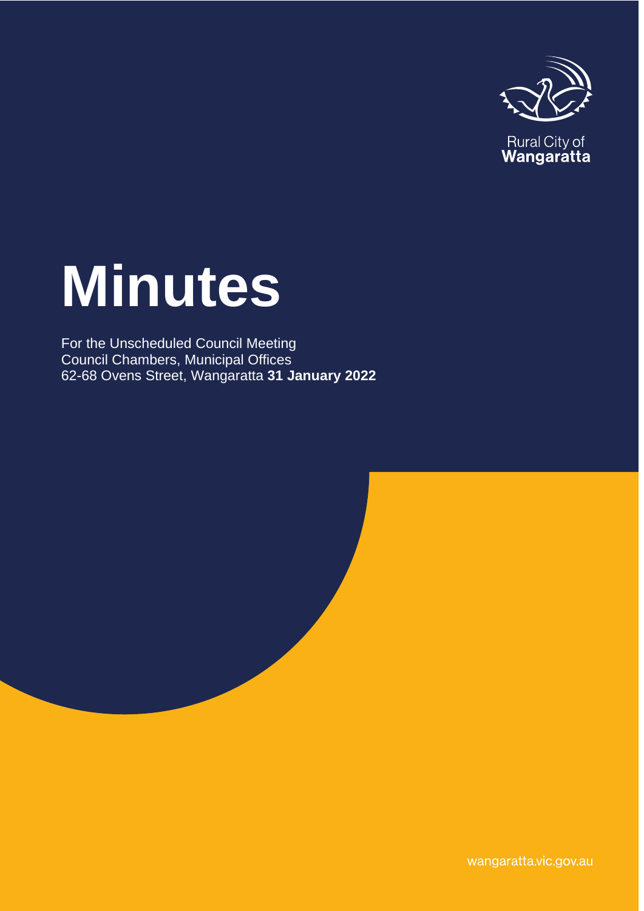Rural City of **Wangaratta**

# Minutes

For the Unscheduled Council Meeting
Council Chambers, Municipal Offices
62-68 Ovens Street, Wangaratta **31 January 2022**

wangaratta.vic.gov.au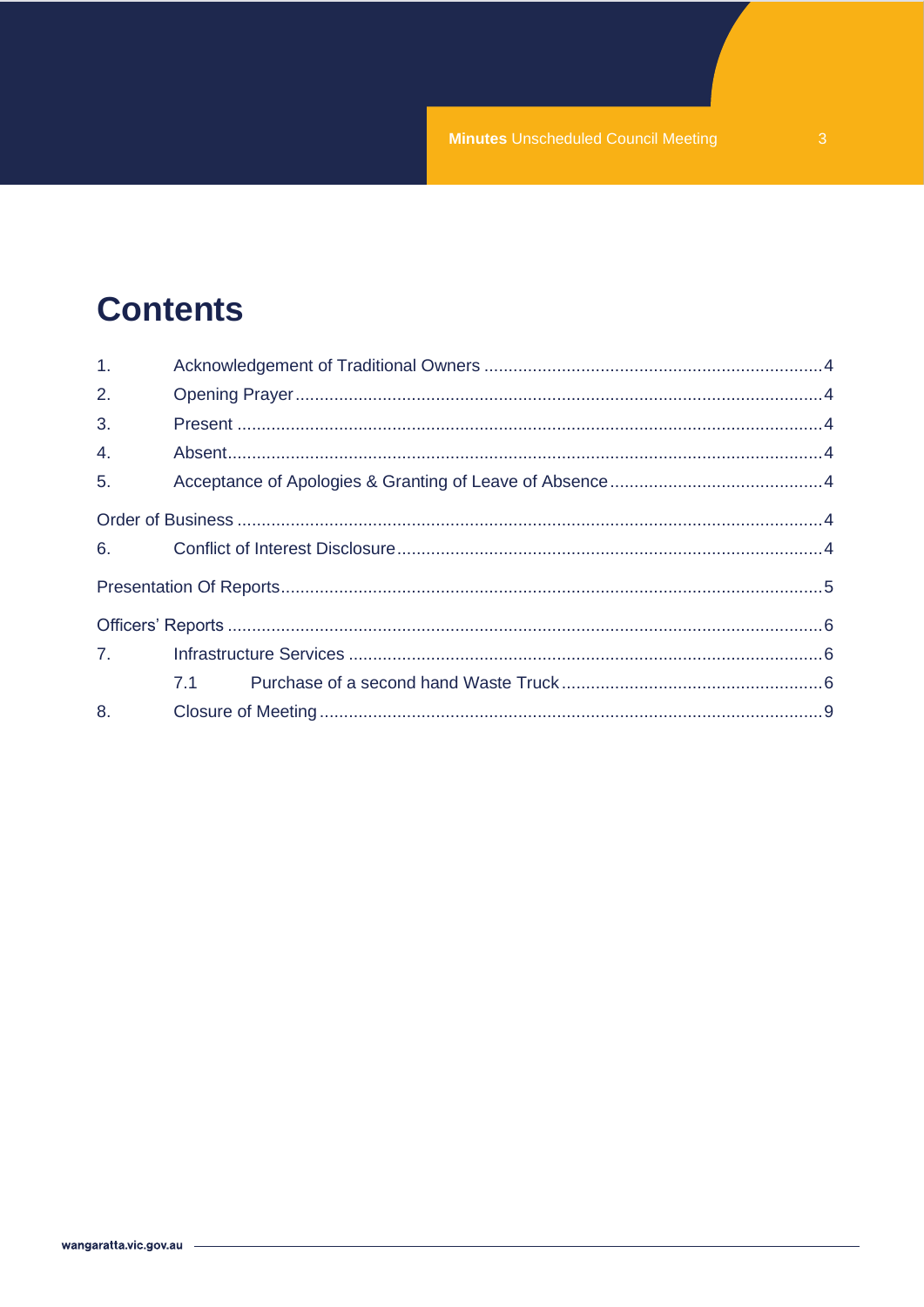# Contents

1. Acknowledgement of Traditional Owners ....................................................................4
2. Opening Prayer ........................................................................................................4
3. Present ....................................................................................................................4
4. Absent......................................................................................................................4
5. Acceptance of Apologies & Granting of Leave of Absence ...........................................4

Order of Business ..........................................................................................................4

6. Conflict of Interest Disclosure .....................................................................................4

Presentation Of Reports...................................................................................................5

Officers' Reports .............................................................................................................6

7. Infrastructure Services ...............................................................................................6
   7.1 Purchase of a second hand Waste Truck .....................................................6
8. Closure of Meeting .....................................................................................................9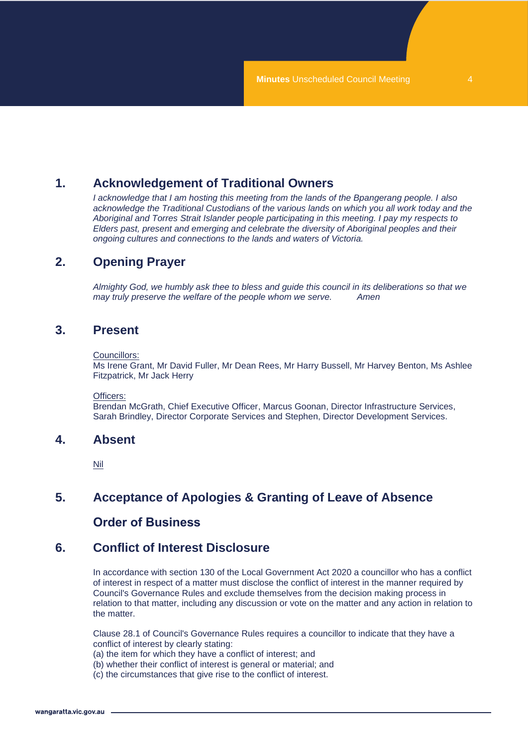## 1. Acknowledgement of Traditional Owners

*I acknowledge that I am hosting this meeting from the lands of the Bpangerang people. I also acknowledge the Traditional Custodians of the various lands on which you all work today and the Aboriginal and Torres Strait Islander people participating in this meeting. I pay my respects to Elders past, present and emerging and celebrate the diversity of Aboriginal peoples and their ongoing cultures and connections to the lands and waters of Victoria.*

## 2. Opening Prayer

*Almighty God, we humbly ask thee to bless and guide this council in its deliberations so that we may truly preserve the welfare of the people whom we serve. Amen*

## 3. Present

<u>Councillors:</u>
Ms Irene Grant, Mr David Fuller, Mr Dean Rees, Mr Harry Bussell, Mr Harvey Benton, Ms Ashlee Fitzpatrick, Mr Jack Herry

<u>Officers:</u>
Brendan McGrath, Chief Executive Officer, Marcus Goonan, Director Infrastructure Services, Sarah Brindley, Director Corporate Services and Stephen, Director Development Services.

## 4. Absent

<u>Nil</u>

## 5. Acceptance of Apologies & Granting of Leave of Absence

## Order of Business

## 6. Conflict of Interest Disclosure

In accordance with section 130 of the Local Government Act 2020 a councillor who has a conflict of interest in respect of a matter must disclose the conflict of interest in the manner required by Council's Governance Rules and exclude themselves from the decision making process in relation to that matter, including any discussion or vote on the matter and any action in relation to the matter.

Clause 28.1 of Council's Governance Rules requires a councillor to indicate that they have a conflict of interest by clearly stating:
(a) the item for which they have a conflict of interest; and
(b) whether their conflict of interest is general or material; and
(c) the circumstances that give rise to the conflict of interest.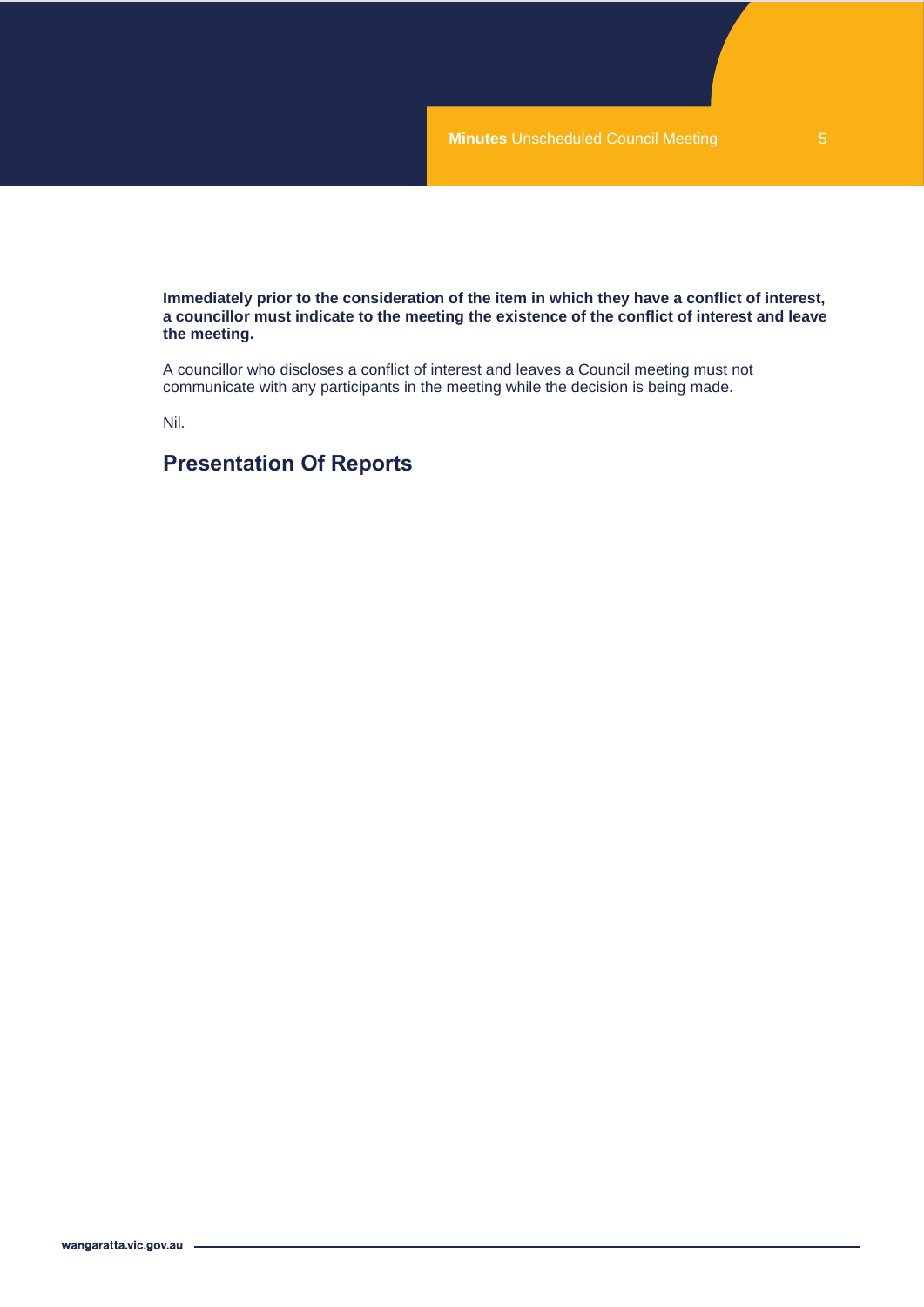**Immediately prior to the consideration of the item in which they have a conflict of interest, a councillor must indicate to the meeting the existence of the conflict of interest and leave the meeting.**

A councillor who discloses a conflict of interest and leaves a Council meeting must not communicate with any participants in the meeting while the decision is being made.

Nil.

## Presentation Of Reports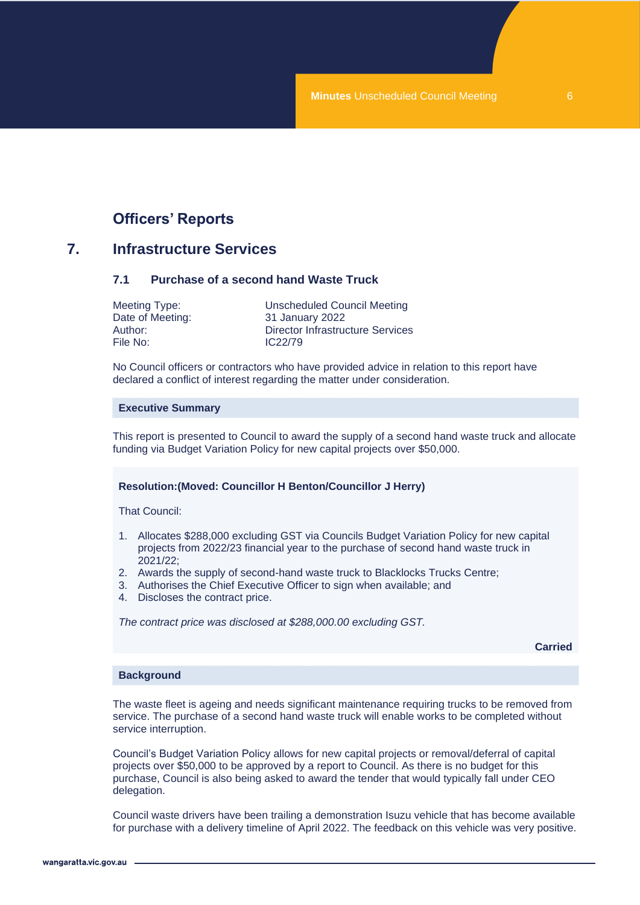## Officers' Reports

# 7. Infrastructure Services

### 7.1 Purchase of a second hand Waste Truck

Meeting Type: Unscheduled Council Meeting
Date of Meeting: 31 January 2022
Author: Director Infrastructure Services
File No: IC22/79

No Council officers or contractors who have provided advice in relation to this report have declared a conflict of interest regarding the matter under consideration.

**Executive Summary**

This report is presented to Council to award the supply of a second hand waste truck and allocate funding via Budget Variation Policy for new capital projects over $50,000.

**Resolution:(Moved: Councillor H Benton/Councillor J Herry)**

That Council:

1. Allocates $288,000 excluding GST via Councils Budget Variation Policy for new capital projects from 2022/23 financial year to the purchase of second hand waste truck in 2021/22;
2. Awards the supply of second-hand waste truck to Blacklocks Trucks Centre;
3. Authorises the Chief Executive Officer to sign when available; and
4. Discloses the contract price.

*The contract price was disclosed at $288,000.00 excluding GST.*

**Carried**

**Background**

The waste fleet is ageing and needs significant maintenance requiring trucks to be removed from service. The purchase of a second hand waste truck will enable works to be completed without service interruption.

Council's Budget Variation Policy allows for new capital projects or removal/deferral of capital projects over $50,000 to be approved by a report to Council. As there is no budget for this purchase, Council is also being asked to award the tender that would typically fall under CEO delegation.

Council waste drivers have been trailing a demonstration Isuzu vehicle that has become available for purchase with a delivery timeline of April 2022. The feedback on this vehicle was very positive.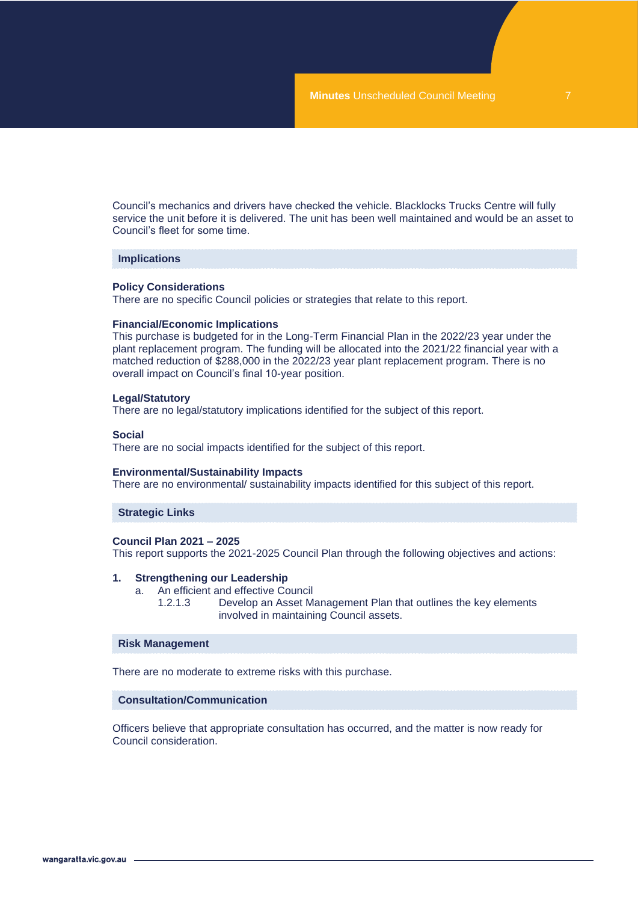Council's mechanics and drivers have checked the vehicle. Blacklocks Trucks Centre will fully service the unit before it is delivered. The unit has been well maintained and would be an asset to Council's fleet for some time.

## Implications

**Policy Considerations**
There are no specific Council policies or strategies that relate to this report.

**Financial/Economic Implications**
This purchase is budgeted for in the Long-Term Financial Plan in the 2022/23 year under the plant replacement program. The funding will be allocated into the 2021/22 financial year with a matched reduction of $288,000 in the 2022/23 year plant replacement program. There is no overall impact on Council's final 10-year position.

**Legal/Statutory**
There are no legal/statutory implications identified for the subject of this report.

**Social**
There are no social impacts identified for the subject of this report.

**Environmental/Sustainability Impacts**
There are no environmental/ sustainability impacts identified for this subject of this report.

## Strategic Links

**Council Plan 2021 – 2025**
This report supports the 2021-2025 Council Plan through the following objectives and actions:

1. **Strengthening our Leadership**
   a. An efficient and effective Council
      1.2.1.3 Develop an Asset Management Plan that outlines the key elements involved in maintaining Council assets.

## Risk Management

There are no moderate to extreme risks with this purchase.

## Consultation/Communication

Officers believe that appropriate consultation has occurred, and the matter is now ready for Council consideration.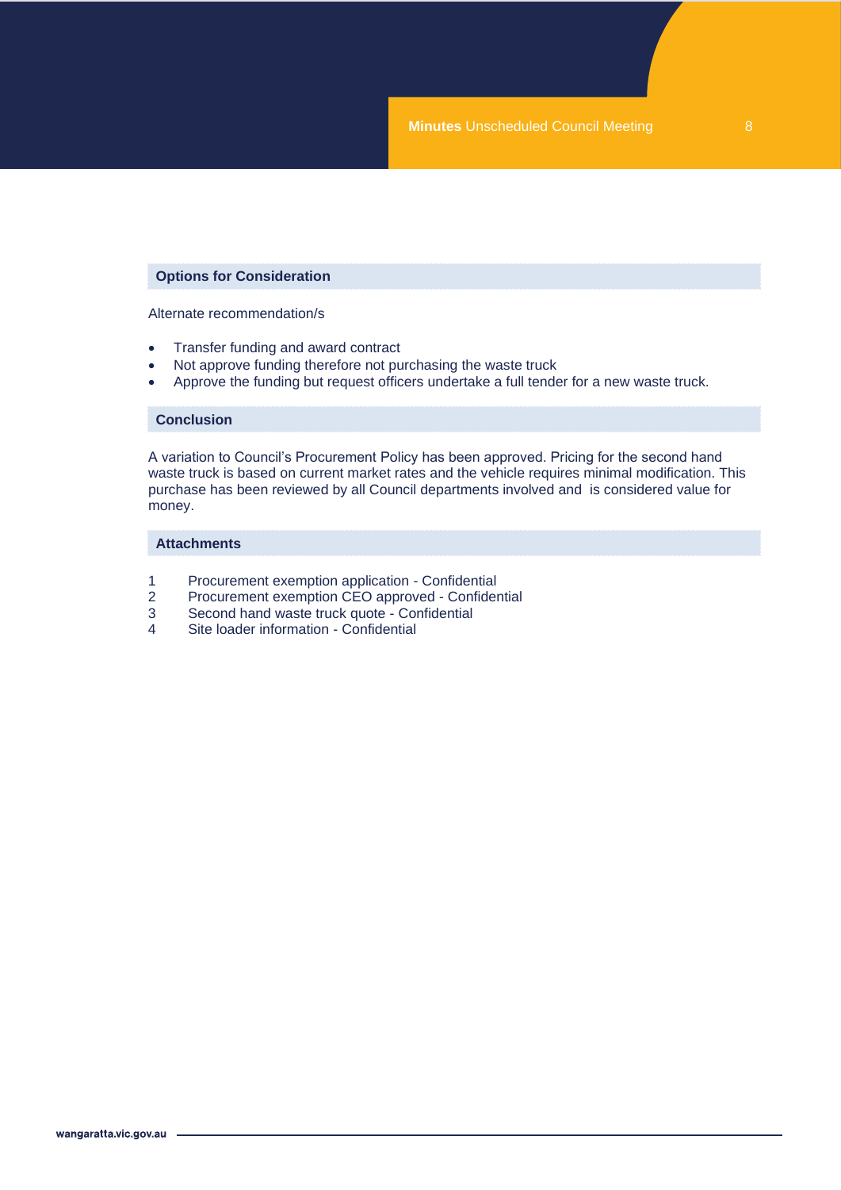## Options for Consideration

Alternate recommendation/s

- Transfer funding and award contract
- Not approve funding therefore not purchasing the waste truck
- Approve the funding but request officers undertake a full tender for a new waste truck.

## Conclusion

A variation to Council's Procurement Policy has been approved. Pricing for the second hand waste truck is based on current market rates and the vehicle requires minimal modification. This purchase has been reviewed by all Council departments involved and is considered value for money.

## Attachments

1. Procurement exemption application - Confidential
2. Procurement exemption CEO approved - Confidential
3. Second hand waste truck quote - Confidential
4. Site loader information - Confidential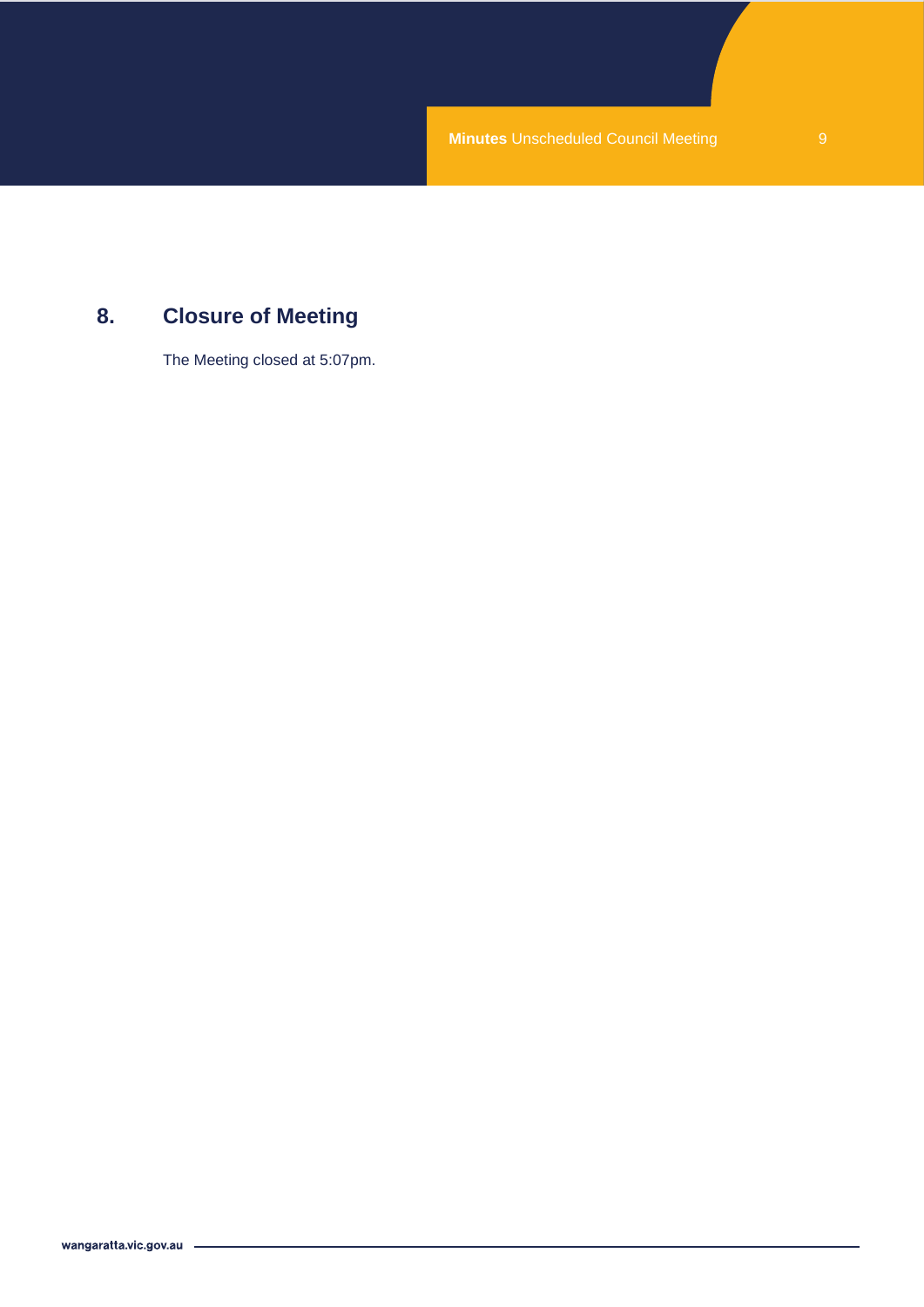## 8. Closure of Meeting

The Meeting closed at 5:07pm.